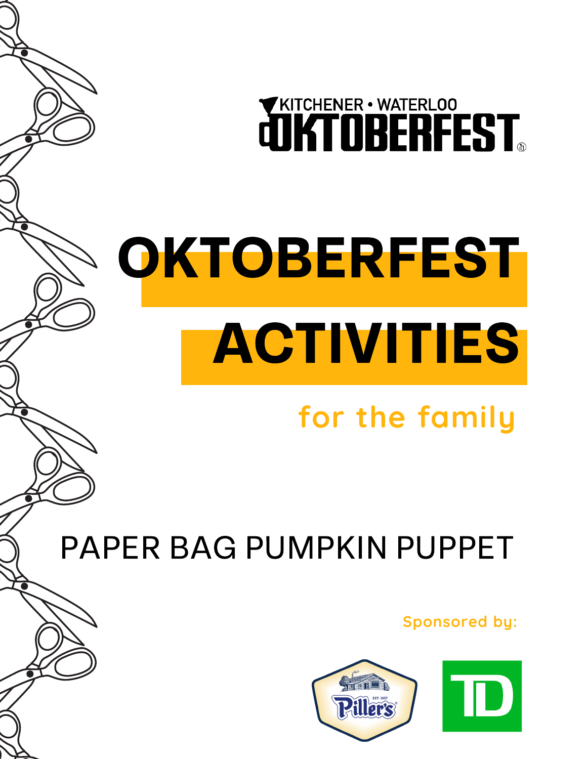KITCHENER • WATERLOO OKTOBERFEST

# OKTOBERFEST ACTIVITIES

## for the family

## PAPER BAG PUMPKIN PUPPET

Sponsored by:

Piller's EST. 1957

TD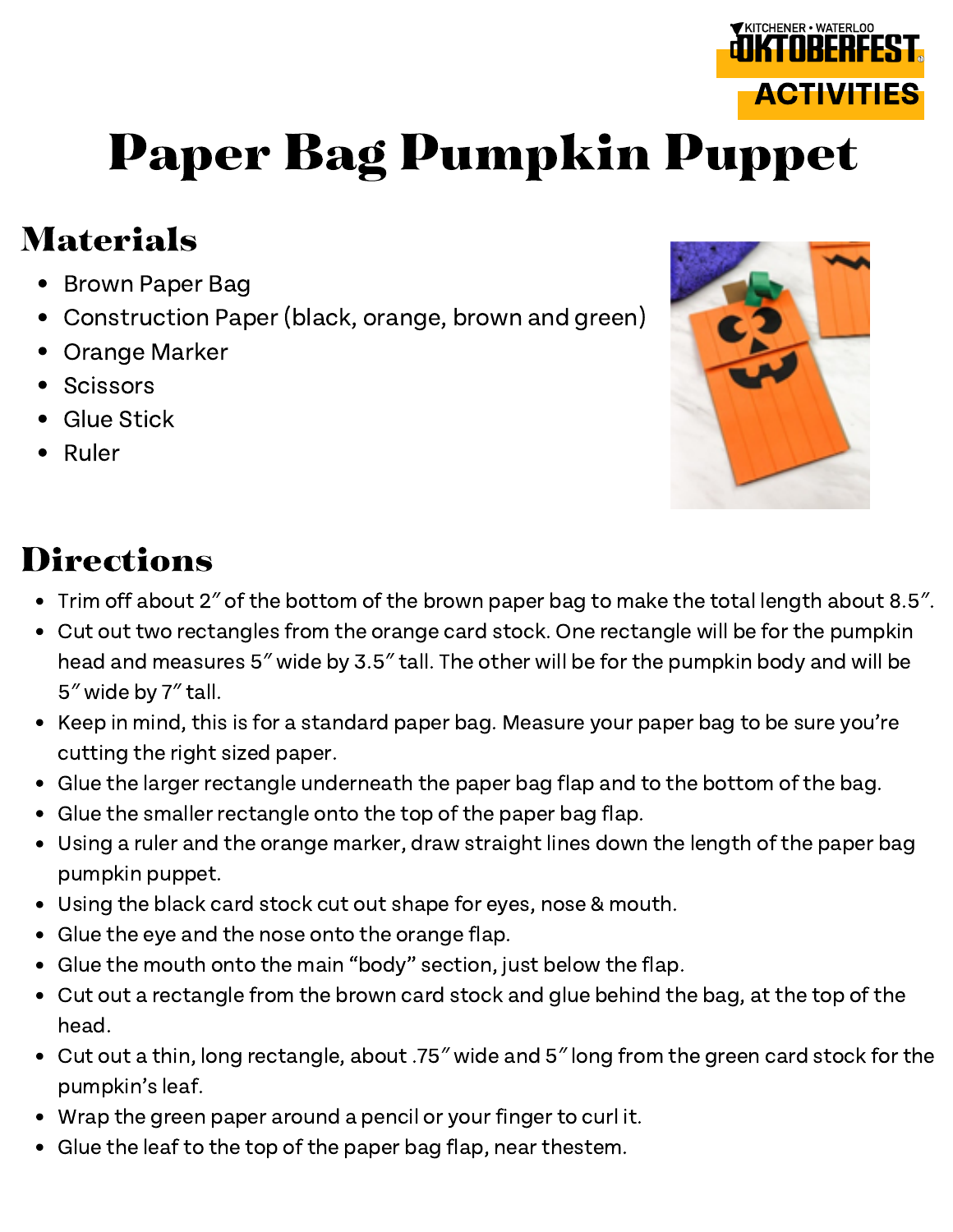# Paper Bag Pumpkin Puppet

## Materials

- Brown Paper Bag
- Construction Paper (black, orange, brown and green)
- Orange Marker
- Scissors
- Glue Stick
- Ruler

## Directions

- Trim off about 2″ of the bottom of the brown paper bag to make the total length about 8.5″.
- Cut out two rectangles from the orange card stock. One rectangle will be for the pumpkin head and measures 5″ wide by 3.5″ tall. The other will be for the pumpkin body and will be 5″ wide by 7″ tall.
- Keep in mind, this is for a standard paper bag. Measure your paper bag to be sure you're cutting the right sized paper.
- Glue the larger rectangle underneath the paper bag flap and to the bottom of the bag.
- Glue the smaller rectangle onto the top of the paper bag flap.
- Using a ruler and the orange marker, draw straight lines down the length of the paper bag pumpkin puppet.
- Using the black card stock cut out shape for eyes, nose & mouth.
- Glue the eye and the nose onto the orange flap.
- Glue the mouth onto the main "body" section, just below the flap.
- Cut out a rectangle from the brown card stock and glue behind the bag, at the top of the head.
- Cut out a thin, long rectangle, about .75″ wide and 5″ long from the green card stock for the pumpkin's leaf.
- Wrap the green paper around a pencil or your finger to curl it.
- Glue the leaf to the top of the paper bag flap, near thestem.